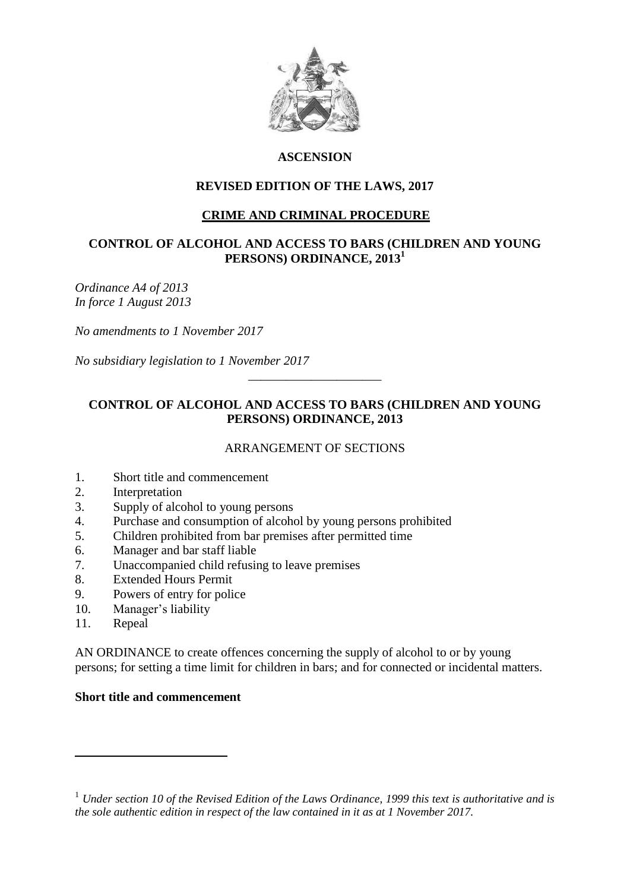**ASCENSION**

**REVISED EDITION OF THE LAWS, 2017**

**CRIME AND CRIMINAL PROCEDURE**

# CONTROL OF ALCOHOL AND ACCESS TO BARS (CHILDREN AND YOUNG PERSONS) ORDINANCE, 2013[1]

*Ordinance A4 of 2013*
*In force 1 August 2013*

*No amendments to 1 November 2017*

*No subsidiary legislation to 1 November 2017*

---

## CONTROL OF ALCOHOL AND ACCESS TO BARS (CHILDREN AND YOUNG PERSONS) ORDINANCE, 2013

ARRANGEMENT OF SECTIONS

1. Short title and commencement
2. Interpretation
3. Supply of alcohol to young persons
4. Purchase and consumption of alcohol by young persons prohibited
5. Children prohibited from bar premises after permitted time
6. Manager and bar staff liable
7. Unaccompanied child refusing to leave premises
8. Extended Hours Permit
9. Powers of entry for police
10. Manager's liability
11. Repeal

AN ORDINANCE to create offences concerning the supply of alcohol to or by young persons; for setting a time limit for children in bars; and for connected or incidental matters.

**Short title and commencement**

---

[1] *Under section 10 of the Revised Edition of the Laws Ordinance, 1999 this text is authoritative and is the sole authentic edition in respect of the law contained in it as at 1 November 2017.*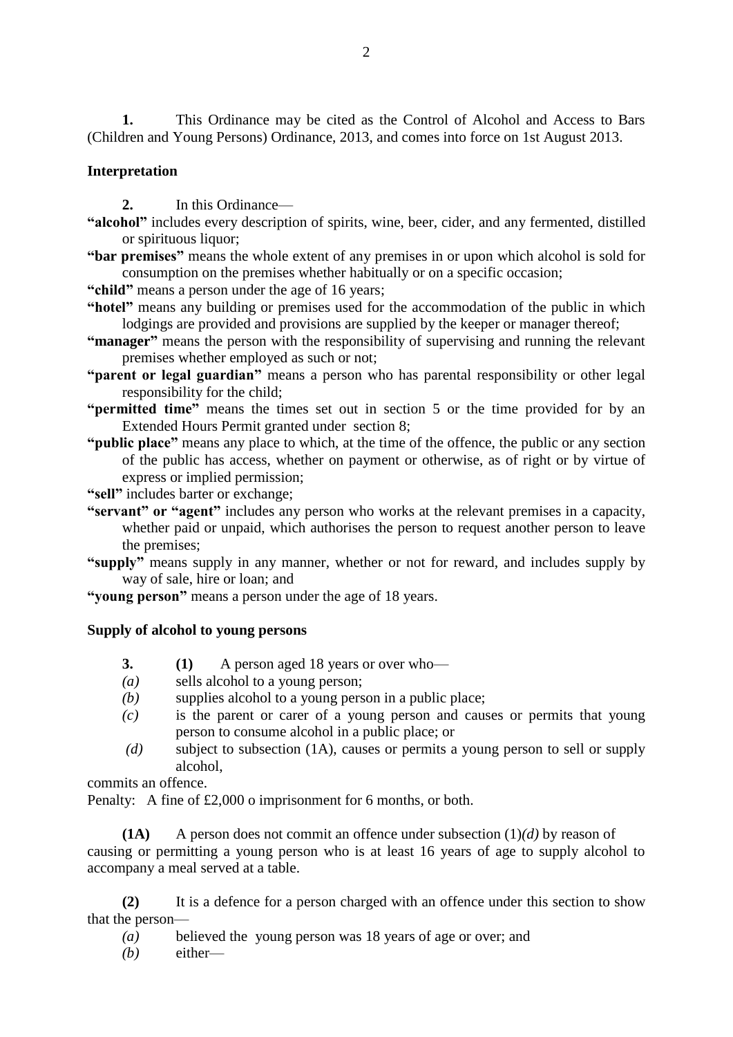**1.** This Ordinance may be cited as the Control of Alcohol and Access to Bars (Children and Young Persons) Ordinance, 2013, and comes into force on 1st August 2013.

**Interpretation**

**2.** In this Ordinance—

**"alcohol"** includes every description of spirits, wine, beer, cider, and any fermented, distilled or spirituous liquor;

**"bar premises"** means the whole extent of any premises in or upon which alcohol is sold for consumption on the premises whether habitually or on a specific occasion;

**"child"** means a person under the age of 16 years;

**"hotel"** means any building or premises used for the accommodation of the public in which lodgings are provided and provisions are supplied by the keeper or manager thereof;

**"manager"** means the person with the responsibility of supervising and running the relevant premises whether employed as such or not;

**"parent or legal guardian"** means a person who has parental responsibility or other legal responsibility for the child;

**"permitted time"** means the times set out in section 5 or the time provided for by an Extended Hours Permit granted under section 8;

**"public place"** means any place to which, at the time of the offence, the public or any section of the public has access, whether on payment or otherwise, as of right or by virtue of express or implied permission;

**"sell"** includes barter or exchange;

**"servant" or "agent"** includes any person who works at the relevant premises in a capacity, whether paid or unpaid, which authorises the person to request another person to leave the premises;

**"supply"** means supply in any manner, whether or not for reward, and includes supply by way of sale, hire or loan; and

**"young person"** means a person under the age of 18 years.

**Supply of alcohol to young persons**

**3.** **(1)** A person aged 18 years or over who—

*(a)* sells alcohol to a young person;

*(b)* supplies alcohol to a young person in a public place;

*(c)* is the parent or carer of a young person and causes or permits that young person to consume alcohol in a public place; or

*(d)* subject to subsection (1A), causes or permits a young person to sell or supply alcohol,

commits an offence.

Penalty: A fine of £2,000 o imprisonment for 6 months, or both.

**(1A)** A person does not commit an offence under subsection (1)*(d)* by reason of causing or permitting a young person who is at least 16 years of age to supply alcohol to accompany a meal served at a table.

**(2)** It is a defence for a person charged with an offence under this section to show that the person—

*(a)* believed the young person was 18 years of age or over; and

*(b)* either—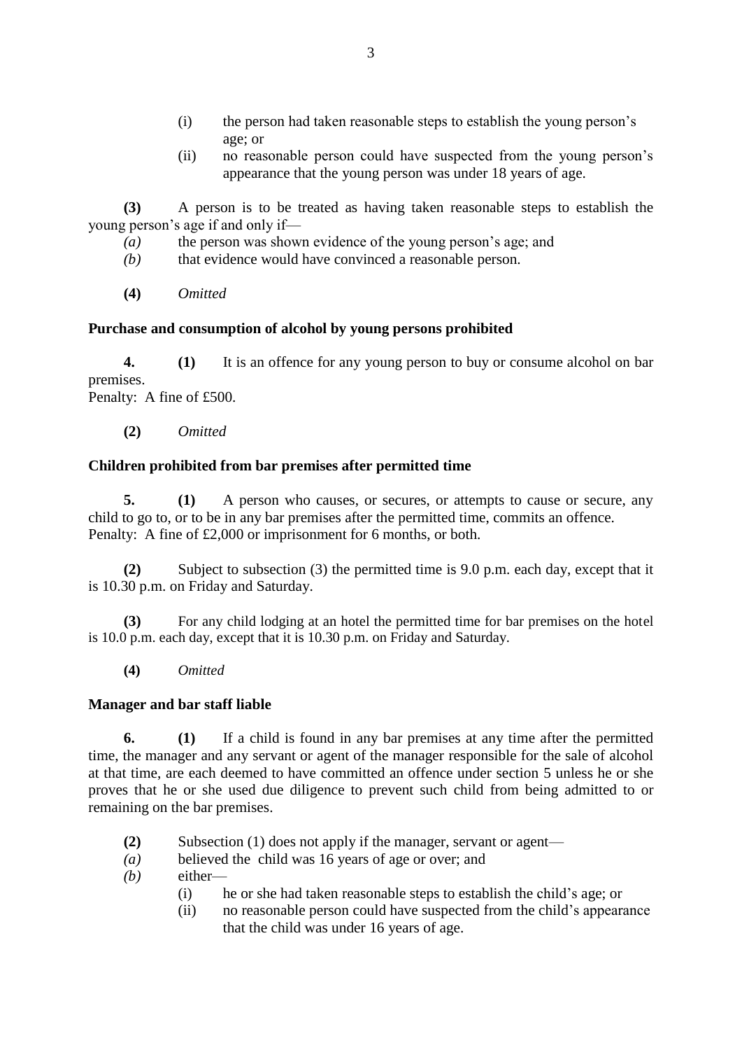(i) the person had taken reasonable steps to establish the young person's age; or

(ii) no reasonable person could have suspected from the young person's appearance that the young person was under 18 years of age.

**(3)** A person is to be treated as having taken reasonable steps to establish the young person's age if and only if—

*(a)* the person was shown evidence of the young person's age; and

*(b)* that evidence would have convinced a reasonable person.

**(4)** *Omitted*

**Purchase and consumption of alcohol by young persons prohibited**

**4.** **(1)** It is an offence for any young person to buy or consume alcohol on bar premises.
Penalty: A fine of £500.

**(2)** *Omitted*

**Children prohibited from bar premises after permitted time**

**5.** **(1)** A person who causes, or secures, or attempts to cause or secure, any child to go to, or to be in any bar premises after the permitted time, commits an offence.
Penalty: A fine of £2,000 or imprisonment for 6 months, or both.

**(2)** Subject to subsection (3) the permitted time is 9.0 p.m. each day, except that it is 10.30 p.m. on Friday and Saturday.

**(3)** For any child lodging at an hotel the permitted time for bar premises on the hotel is 10.0 p.m. each day, except that it is 10.30 p.m. on Friday and Saturday.

**(4)** *Omitted*

**Manager and bar staff liable**

**6.** **(1)** If a child is found in any bar premises at any time after the permitted time, the manager and any servant or agent of the manager responsible for the sale of alcohol at that time, are each deemed to have committed an offence under section 5 unless he or she proves that he or she used due diligence to prevent such child from being admitted to or remaining on the bar premises.

**(2)** Subsection (1) does not apply if the manager, servant or agent—

*(a)* believed the child was 16 years of age or over; and

*(b)* either—

(i) he or she had taken reasonable steps to establish the child's age; or

(ii) no reasonable person could have suspected from the child's appearance that the child was under 16 years of age.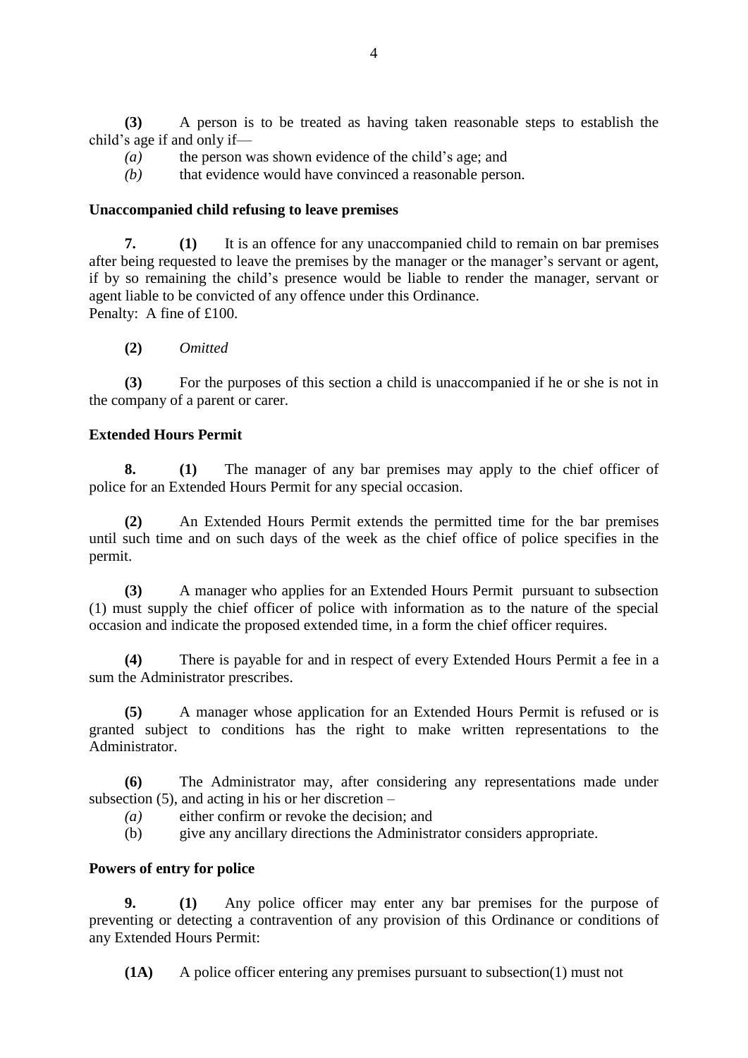**(3)** A person is to be treated as having taken reasonable steps to establish the child's age if and only if—

*(a)* the person was shown evidence of the child's age; and

*(b)* that evidence would have convinced a reasonable person.

**Unaccompanied child refusing to leave premises**

**7. (1)** It is an offence for any unaccompanied child to remain on bar premises after being requested to leave the premises by the manager or the manager's servant or agent, if by so remaining the child's presence would be liable to render the manager, servant or agent liable to be convicted of any offence under this Ordinance.
Penalty: A fine of £100.

**(2)** *Omitted*

**(3)** For the purposes of this section a child is unaccompanied if he or she is not in the company of a parent or carer.

**Extended Hours Permit**

**8. (1)** The manager of any bar premises may apply to the chief officer of police for an Extended Hours Permit for any special occasion.

**(2)** An Extended Hours Permit extends the permitted time for the bar premises until such time and on such days of the week as the chief office of police specifies in the permit.

**(3)** A manager who applies for an Extended Hours Permit pursuant to subsection (1) must supply the chief officer of police with information as to the nature of the special occasion and indicate the proposed extended time, in a form the chief officer requires.

**(4)** There is payable for and in respect of every Extended Hours Permit a fee in a sum the Administrator prescribes.

**(5)** A manager whose application for an Extended Hours Permit is refused or is granted subject to conditions has the right to make written representations to the Administrator.

**(6)** The Administrator may, after considering any representations made under subsection (5), and acting in his or her discretion –

*(a)* either confirm or revoke the decision; and

(b) give any ancillary directions the Administrator considers appropriate.

**Powers of entry for police**

**9. (1)** Any police officer may enter any bar premises for the purpose of preventing or detecting a contravention of any provision of this Ordinance or conditions of any Extended Hours Permit:

**(1A)** A police officer entering any premises pursuant to subsection(1) must not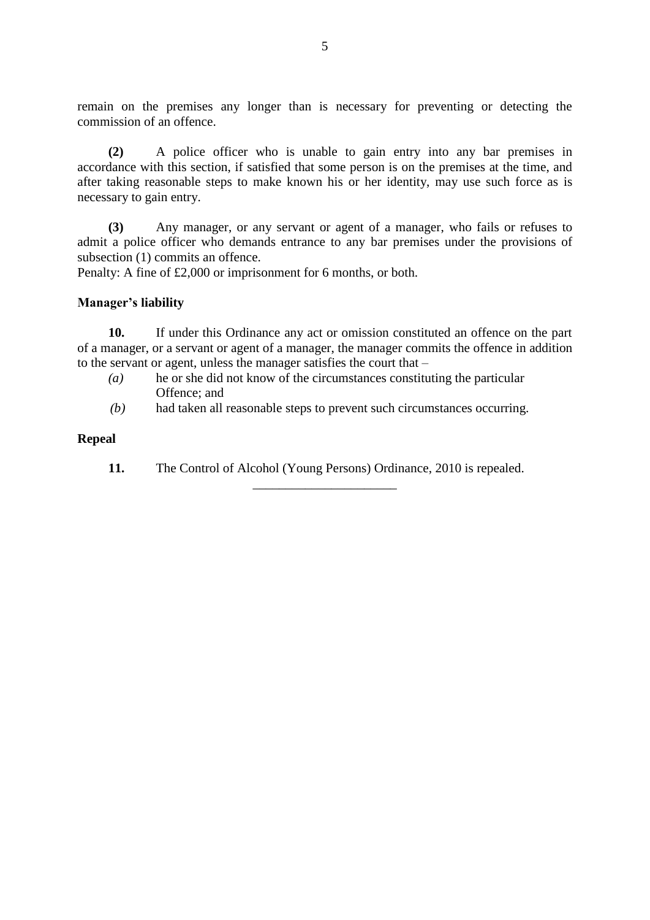remain on the premises any longer than is necessary for preventing or detecting the commission of an offence.

**(2)** A police officer who is unable to gain entry into any bar premises in accordance with this section, if satisfied that some person is on the premises at the time, and after taking reasonable steps to make known his or her identity, may use such force as is necessary to gain entry.

**(3)** Any manager, or any servant or agent of a manager, who fails or refuses to admit a police officer who demands entrance to any bar premises under the provisions of subsection (1) commits an offence.
Penalty: A fine of £2,000 or imprisonment for 6 months, or both.

**Manager's liability**

**10.** If under this Ordinance any act or omission constituted an offence on the part of a manager, or a servant or agent of a manager, the manager commits the offence in addition to the servant or agent, unless the manager satisfies the court that –

*(a)* he or she did not know of the circumstances constituting the particular Offence; and

*(b)* had taken all reasonable steps to prevent such circumstances occurring.

**Repeal**

**11.** The Control of Alcohol (Young Persons) Ordinance, 2010 is repealed.

______________________